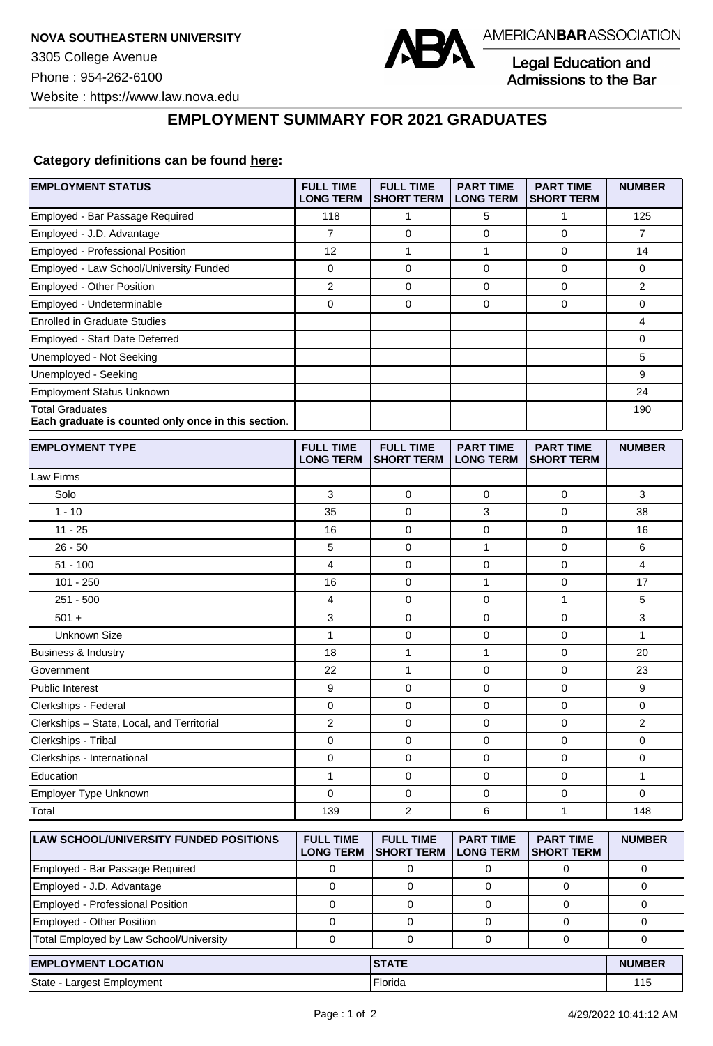**NOVA SOUTHEASTERN UNIVERSITY**

3305 College Avenue

Phone : 954-262-6100

Website : https://www.law.nova.edu

AMERICAN**BAR**ASSOCIATION

Legal Education and Admissions to the Bar

## EMPLOYMENT SUMMARY FOR 2021 GRADUATES

**Category definitions can be found here:**

| EMPLOYMENT STATUS | FULL TIME LONG TERM | FULL TIME SHORT TERM | PART TIME LONG TERM | PART TIME SHORT TERM | NUMBER |
|---|---|---|---|---|---|
| Employed - Bar Passage Required | 118 | 1 | 5 | 1 | 125 |
| Employed - J.D. Advantage | 7 | 0 | 0 | 0 | 7 |
| Employed - Professional Position | 12 | 1 | 1 | 0 | 14 |
| Employed - Law School/University Funded | 0 | 0 | 0 | 0 | 0 |
| Employed - Other Position | 2 | 0 | 0 | 0 | 2 |
| Employed - Undeterminable | 0 | 0 | 0 | 0 | 0 |
| Enrolled in Graduate Studies | | | | | 4 |
| Employed - Start Date Deferred | | | | | 0 |
| Unemployed - Not Seeking | | | | | 5 |
| Unemployed - Seeking | | | | | 9 |
| Employment Status Unknown | | | | | 24 |
| Total Graduates **Each graduate is counted only once in this section**. | | | | | 190 |

| EMPLOYMENT TYPE | FULL TIME LONG TERM | FULL TIME SHORT TERM | PART TIME LONG TERM | PART TIME SHORT TERM | NUMBER |
|---|---|---|---|---|---|
| Law Firms | | | | | |
| Solo | 3 | 0 | 0 | 0 | 3 |
| 1 - 10 | 35 | 0 | 3 | 0 | 38 |
| 11 - 25 | 16 | 0 | 0 | 0 | 16 |
| 26 - 50 | 5 | 0 | 1 | 0 | 6 |
| 51 - 100 | 4 | 0 | 0 | 0 | 4 |
| 101 - 250 | 16 | 0 | 1 | 0 | 17 |
| 251 - 500 | 4 | 0 | 0 | 1 | 5 |
| 501 + | 3 | 0 | 0 | 0 | 3 |
| Unknown Size | 1 | 0 | 0 | 0 | 1 |
| Business & Industry | 18 | 1 | 1 | 0 | 20 |
| Government | 22 | 1 | 0 | 0 | 23 |
| Public Interest | 9 | 0 | 0 | 0 | 9 |
| Clerkships - Federal | 0 | 0 | 0 | 0 | 0 |
| Clerkships – State, Local, and Territorial | 2 | 0 | 0 | 0 | 2 |
| Clerkships - Tribal | 0 | 0 | 0 | 0 | 0 |
| Clerkships - International | 0 | 0 | 0 | 0 | 0 |
| Education | 1 | 0 | 0 | 0 | 1 |
| Employer Type Unknown | 0 | 0 | 0 | 0 | 0 |
| Total | 139 | 2 | 6 | 1 | 148 |

| LAW SCHOOL/UNIVERSITY FUNDED POSITIONS | FULL TIME LONG TERM | FULL TIME SHORT TERM | PART TIME LONG TERM | PART TIME SHORT TERM | NUMBER |
|---|---|---|---|---|---|
| Employed - Bar Passage Required | 0 | 0 | 0 | 0 | 0 |
| Employed - J.D. Advantage | 0 | 0 | 0 | 0 | 0 |
| Employed - Professional Position | 0 | 0 | 0 | 0 | 0 |
| Employed - Other Position | 0 | 0 | 0 | 0 | 0 |
| Total Employed by Law School/University | 0 | 0 | 0 | 0 | 0 |

| EMPLOYMENT LOCATION | STATE | NUMBER |
|---|---|---|
| State - Largest Employment | Florida | 115 |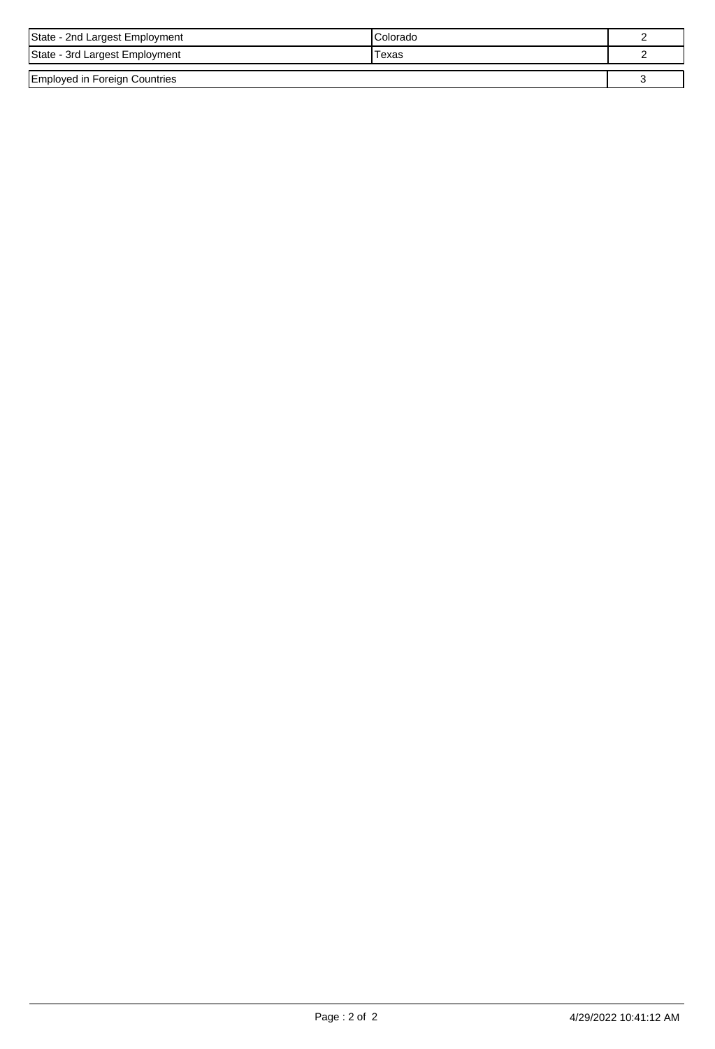| | | |
|---|---|---|
| State - 2nd Largest Employment | Colorado | 2 |
| State - 3rd Largest Employment | Texas | 2 |

| | |
|---|---|
| Employed in Foreign Countries | 3 |